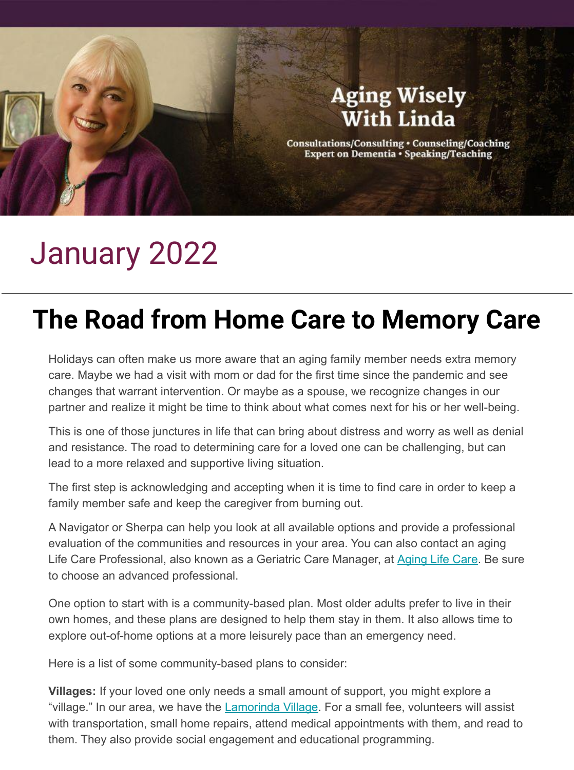# Aging Wisely With Linda

Consultations/Consulting • Counseling/Coaching
Expert on Dementia • Speaking/Teaching

## January 2022

---

# The Road from Home Care to Memory Care

Holidays can often make us more aware that an aging family member needs extra memory care. Maybe we had a visit with mom or dad for the first time since the pandemic and see changes that warrant intervention. Or maybe as a spouse, we recognize changes in our partner and realize it might be time to think about what comes next for his or her well-being.

This is one of those junctures in life that can bring about distress and worry as well as denial and resistance. The road to determining care for a loved one can be challenging, but can lead to a more relaxed and supportive living situation.

The first step is acknowledging and accepting when it is time to find care in order to keep a family member safe and keep the caregiver from burning out.

A Navigator or Sherpa can help you look at all available options and provide a professional evaluation of the communities and resources in your area. You can also contact an aging Life Care Professional, also known as a Geriatric Care Manager, at Aging Life Care. Be sure to choose an advanced professional.

One option to start with is a community-based plan. Most older adults prefer to live in their own homes, and these plans are designed to help them stay in them. It also allows time to explore out-of-home options at a more leisurely pace than an emergency need.

Here is a list of some community-based plans to consider:

**Villages:** If your loved one only needs a small amount of support, you might explore a "village." In our area, we have the Lamorinda Village. For a small fee, volunteers will assist with transportation, small home repairs, attend medical appointments with them, and read to them. They also provide social engagement and educational programming.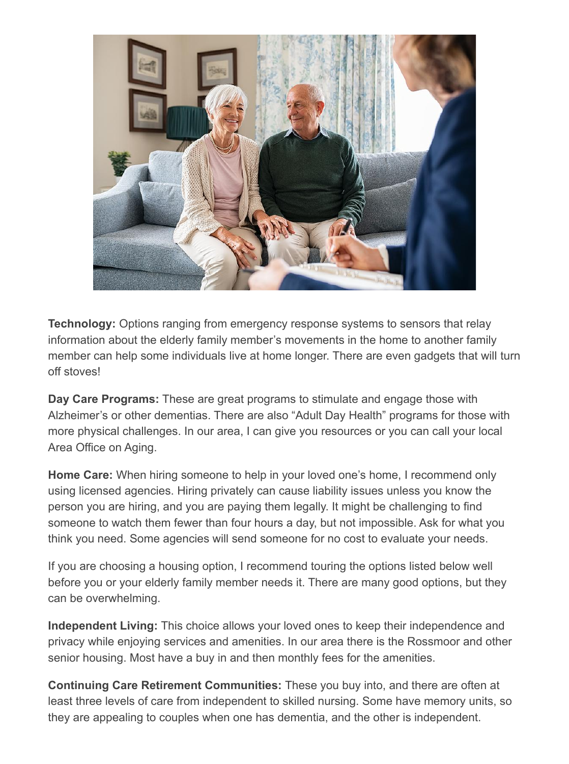**Technology:** Options ranging from emergency response systems to sensors that relay information about the elderly family member's movements in the home to another family member can help some individuals live at home longer. There are even gadgets that will turn off stoves!

**Day Care Programs:** These are great programs to stimulate and engage those with Alzheimer's or other dementias. There are also "Adult Day Health" programs for those with more physical challenges. In our area, I can give you resources or you can call your local Area Office on Aging.

**Home Care:** When hiring someone to help in your loved one's home, I recommend only using licensed agencies. Hiring privately can cause liability issues unless you know the person you are hiring, and you are paying them legally. It might be challenging to find someone to watch them fewer than four hours a day, but not impossible. Ask for what you think you need. Some agencies will send someone for no cost to evaluate your needs.

If you are choosing a housing option, I recommend touring the options listed below well before you or your elderly family member needs it. There are many good options, but they can be overwhelming.

**Independent Living:** This choice allows your loved ones to keep their independence and privacy while enjoying services and amenities. In our area there is the Rossmoor and other senior housing. Most have a buy in and then monthly fees for the amenities.

**Continuing Care Retirement Communities:** These you buy into, and there are often at least three levels of care from independent to skilled nursing. Some have memory units, so they are appealing to couples when one has dementia, and the other is independent.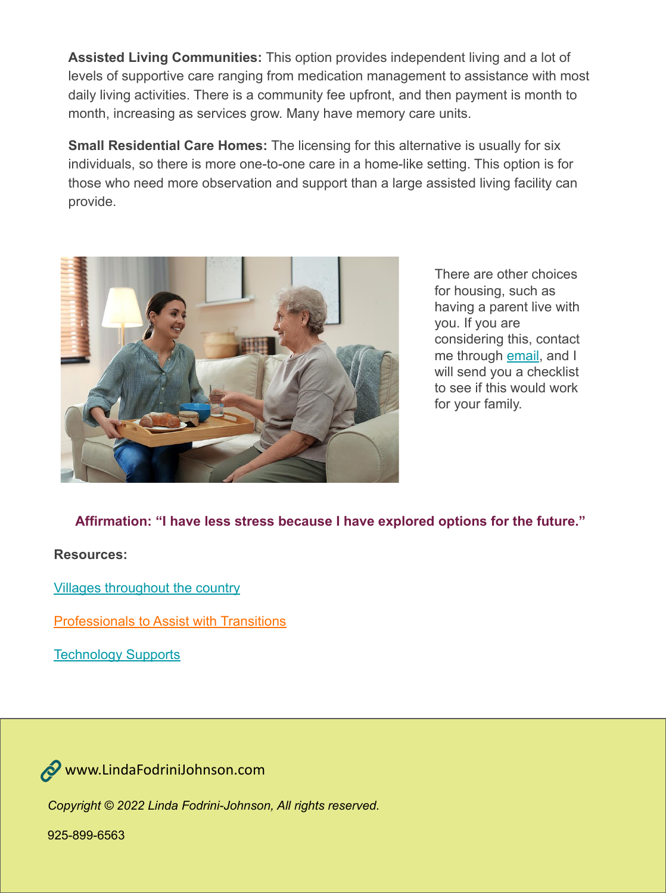**Assisted Living Communities:** This option provides independent living and a lot of levels of supportive care ranging from medication management to assistance with most daily living activities. There is a community fee upfront, and then payment is month to month, increasing as services grow. Many have memory care units.

**Small Residential Care Homes:** The licensing for this alternative is usually for six individuals, so there is more one-to-one care in a home-like setting. This option is for those who need more observation and support than a large assisted living facility can provide.

There are other choices for housing, such as having a parent live with you. If you are considering this, contact me through email, and I will send you a checklist to see if this would work for your family.

**Affirmation: "I have less stress because I have explored options for the future."**

**Resources:**

Villages throughout the country

Professionals to Assist with Transitions

Technology Supports

www.LindaFodriniJohnson.com

*Copyright © 2022 Linda Fodrini-Johnson, All rights reserved.*

925-899-6563